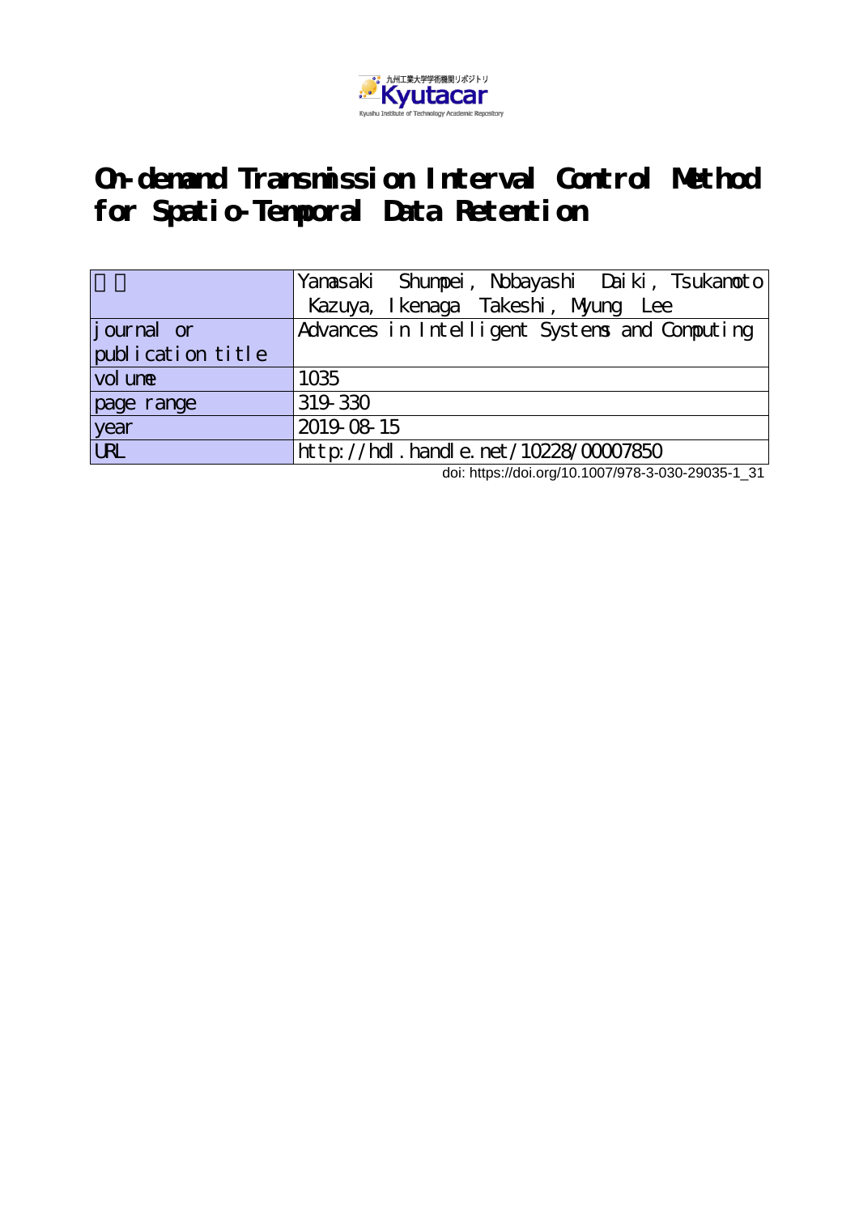# On-demand Transmission Interval Control Method for Spatio-Temporal Data Retention

| 著者 | Yamasaki Shumpei, Nobayashi Daiki, Tsukamoto Kazuya, Ikenaga Takeshi, Myung Lee |
|---|---|
| journal or publication title | Advances in Intelligent Systems and Computing |
| volume | 1035 |
| page range | 319-330 |
| year | 2019-08-15 |
| URL | http://hdl.handle.net/10228/00007850 |

doi: https://doi.org/10.1007/978-3-030-29035-1_31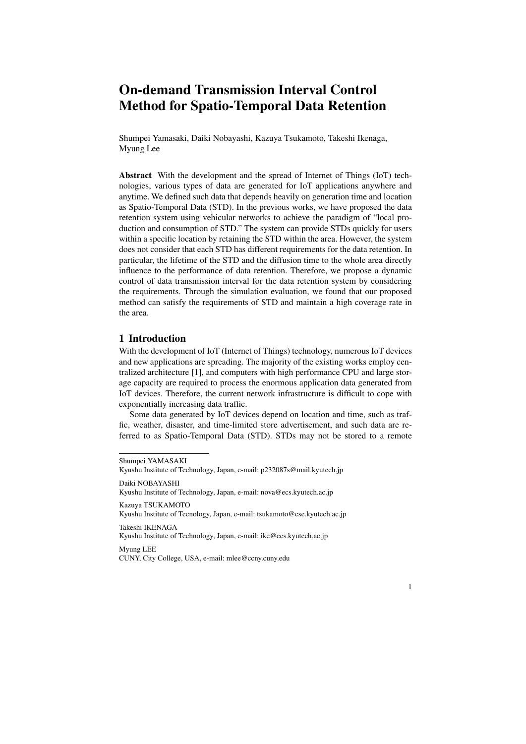#### On-demand Transmission Interval Control Method for Spatio-Temporal Data Retention

Shumpei Yamasaki, Daiki Nobayashi, Kazuya Tsukamoto, Takeshi Ikenaga, Myung Lee

**Abstract** With the development and the spread of Internet of Things (IoT) technologies, various types of data are generated for IoT applications anywhere and anytime. We defined such data that depends heavily on generation time and location as Spatio-Temporal Data (STD). In the previous works, we have proposed the data retention system using vehicular networks to achieve the paradigm of "local production and consumption of STD." The system can provide STDs quickly for users within a specific location by retaining the STD within the area. However, the system does not consider that each STD has different requirements for the data retention. In particular, the lifetime of the STD and the diffusion time to the whole area directly influence to the performance of data retention. Therefore, we propose a dynamic control of data transmission interval for the data retention system by considering the requirements. Through the simulation evaluation, we found that our proposed method can satisfy the requirements of STD and maintain a high coverage rate in the area.

## 1 Introduction

With the development of IoT (Internet of Things) technology, numerous IoT devices and new applications are spreading. The majority of the existing works employ centralized architecture [1], and computers with high performance CPU and large storage capacity are required to process the enormous application data generated from IoT devices. Therefore, the current network infrastructure is difficult to cope with exponentially increasing data traffic.

Some data generated by IoT devices depend on location and time, such as traffic, weather, disaster, and time-limited store advertisement, and such data are referred to as Spatio-Temporal Data (STD). STDs may not be stored to a remote

---

Shumpei YAMASAKI
Kyushu Institute of Technology, Japan, e-mail: p232087s@mail.kyutech.jp

Daiki NOBAYASHI
Kyushu Institute of Technology, Japan, e-mail: nova@ecs.kyutech.ac.jp

Kazuya TSUKAMOTO
Kyushu Institute of Tecnology, Japan, e-mail: tsukamoto@cse.kyutech.ac.jp

Takeshi IKENAGA
Kyushu Institute of Technology, Japan, e-mail: ike@ecs.kyutech.ac.jp

Myung LEE
CUNY, City College, USA, e-mail: mlee@ccny.cuny.edu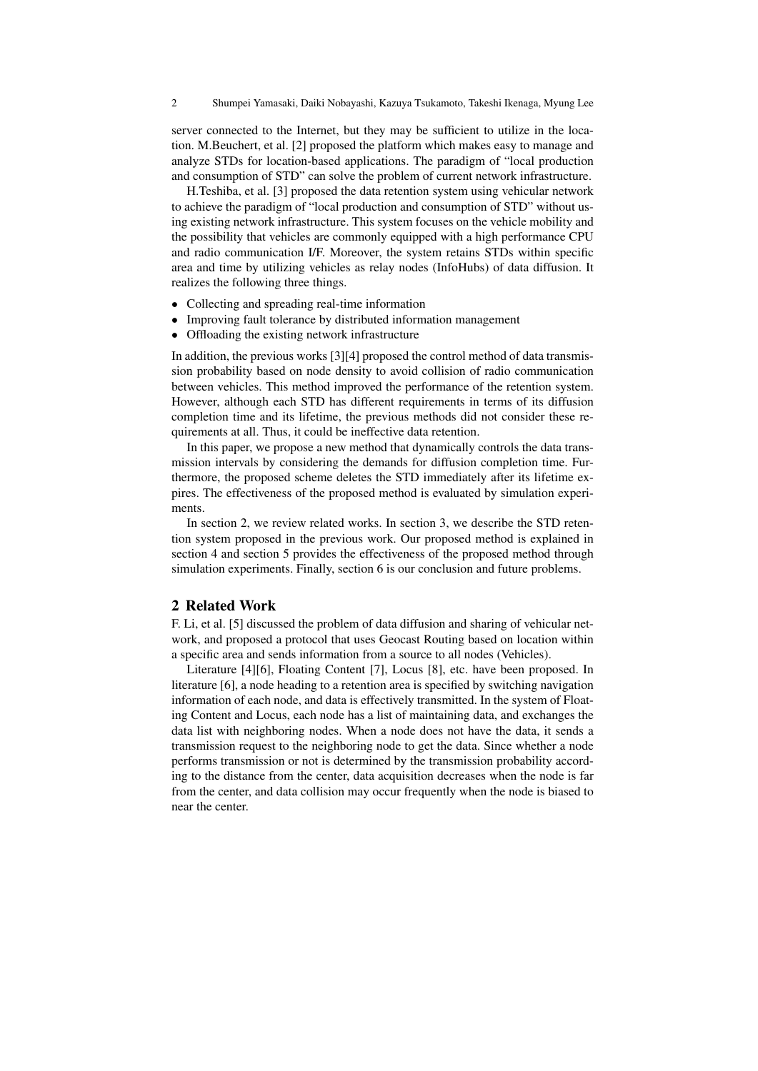server connected to the Internet, but they may be sufficient to utilize in the location. M.Beuchert, et al. [2] proposed the platform which makes easy to manage and analyze STDs for location-based applications. The paradigm of "local production and consumption of STD" can solve the problem of current network infrastructure.

H.Teshiba, et al. [3] proposed the data retention system using vehicular network to achieve the paradigm of "local production and consumption of STD" without using existing network infrastructure. This system focuses on the vehicle mobility and the possibility that vehicles are commonly equipped with a high performance CPU and radio communication I/F. Moreover, the system retains STDs within specific area and time by utilizing vehicles as relay nodes (InfoHubs) of data diffusion. It realizes the following three things.

- Collecting and spreading real-time information
- Improving fault tolerance by distributed information management
- Offloading the existing network infrastructure

In addition, the previous works [3][4] proposed the control method of data transmission probability based on node density to avoid collision of radio communication between vehicles. This method improved the performance of the retention system. However, although each STD has different requirements in terms of its diffusion completion time and its lifetime, the previous methods did not consider these requirements at all. Thus, it could be ineffective data retention.

In this paper, we propose a new method that dynamically controls the data transmission intervals by considering the demands for diffusion completion time. Furthermore, the proposed scheme deletes the STD immediately after its lifetime expires. The effectiveness of the proposed method is evaluated by simulation experiments.

In section 2, we review related works. In section 3, we describe the STD retention system proposed in the previous work. Our proposed method is explained in section 4 and section 5 provides the effectiveness of the proposed method through simulation experiments. Finally, section 6 is our conclusion and future problems.

## 2 Related Work

F. Li, et al. [5] discussed the problem of data diffusion and sharing of vehicular network, and proposed a protocol that uses Geocast Routing based on location within a specific area and sends information from a source to all nodes (Vehicles).

Literature [4][6], Floating Content [7], Locus [8], etc. have been proposed. In literature [6], a node heading to a retention area is specified by switching navigation information of each node, and data is effectively transmitted. In the system of Floating Content and Locus, each node has a list of maintaining data, and exchanges the data list with neighboring nodes. When a node does not have the data, it sends a transmission request to the neighboring node to get the data. Since whether a node performs transmission or not is determined by the transmission probability according to the distance from the center, data acquisition decreases when the node is far from the center, and data collision may occur frequently when the node is biased to near the center.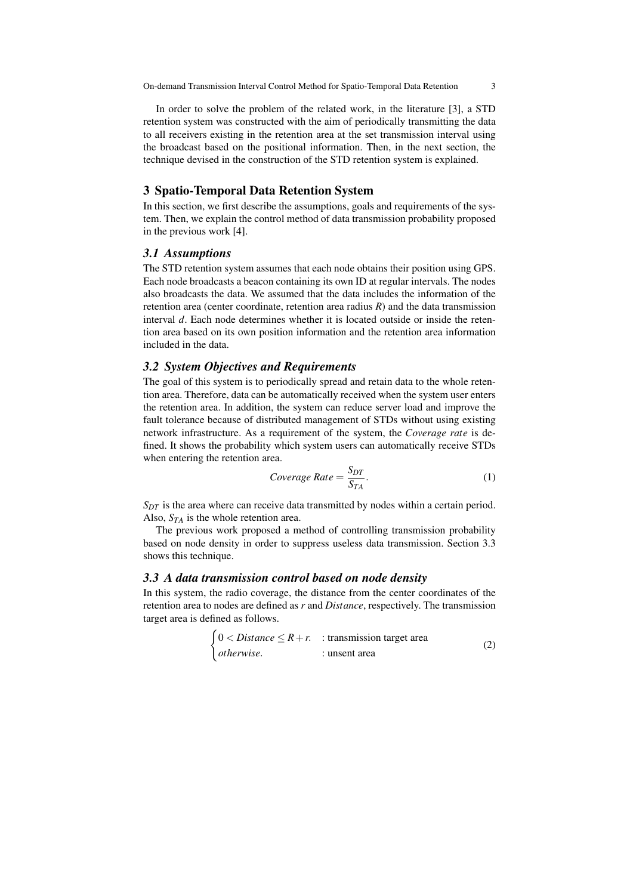In order to solve the problem of the related work, in the literature [3], a STD retention system was constructed with the aim of periodically transmitting the data to all receivers existing in the retention area at the set transmission interval using the broadcast based on the positional information. Then, in the next section, the technique devised in the construction of the STD retention system is explained.

## 3 Spatio-Temporal Data Retention System

In this section, we first describe the assumptions, goals and requirements of the system. Then, we explain the control method of data transmission probability proposed in the previous work [4].

### *3.1 Assumptions*

The STD retention system assumes that each node obtains their position using GPS. Each node broadcasts a beacon containing its own ID at regular intervals. The nodes also broadcasts the data. We assumed that the data includes the information of the retention area (center coordinate, retention area radius $R$) and the data transmission interval $d$. Each node determines whether it is located outside or inside the retention area based on its own position information and the retention area information included in the data.

### *3.2 System Objectives and Requirements*

The goal of this system is to periodically spread and retain data to the whole retention area. Therefore, data can be automatically received when the system user enters the retention area. In addition, the system can reduce server load and improve the fault tolerance because of distributed management of STDs without using existing network infrastructure. As a requirement of the system, the *Coverage rate* is defined. It shows the probability which system users can automatically receive STDs when entering the retention area.

$$Coverage\ Rate = \frac{S_{DT}}{S_{TA}}. \tag{1}$$

$S_{DT}$ is the area where can receive data transmitted by nodes within a certain period. Also, $S_{TA}$ is the whole retention area.

The previous work proposed a method of controlling transmission probability based on node density in order to suppress useless data transmission. Section 3.3 shows this technique.

### *3.3 A data transmission control based on node density*

In this system, the radio coverage, the distance from the center coordinates of the retention area to nodes are defined as $r$ and $Distance$, respectively. The transmission target area is defined as follows.

$$\begin{cases} 0 < Distance \leq R + r. & \text{: transmission target area} \\ otherwise. & \text{: unsent area} \end{cases} \tag{2}$$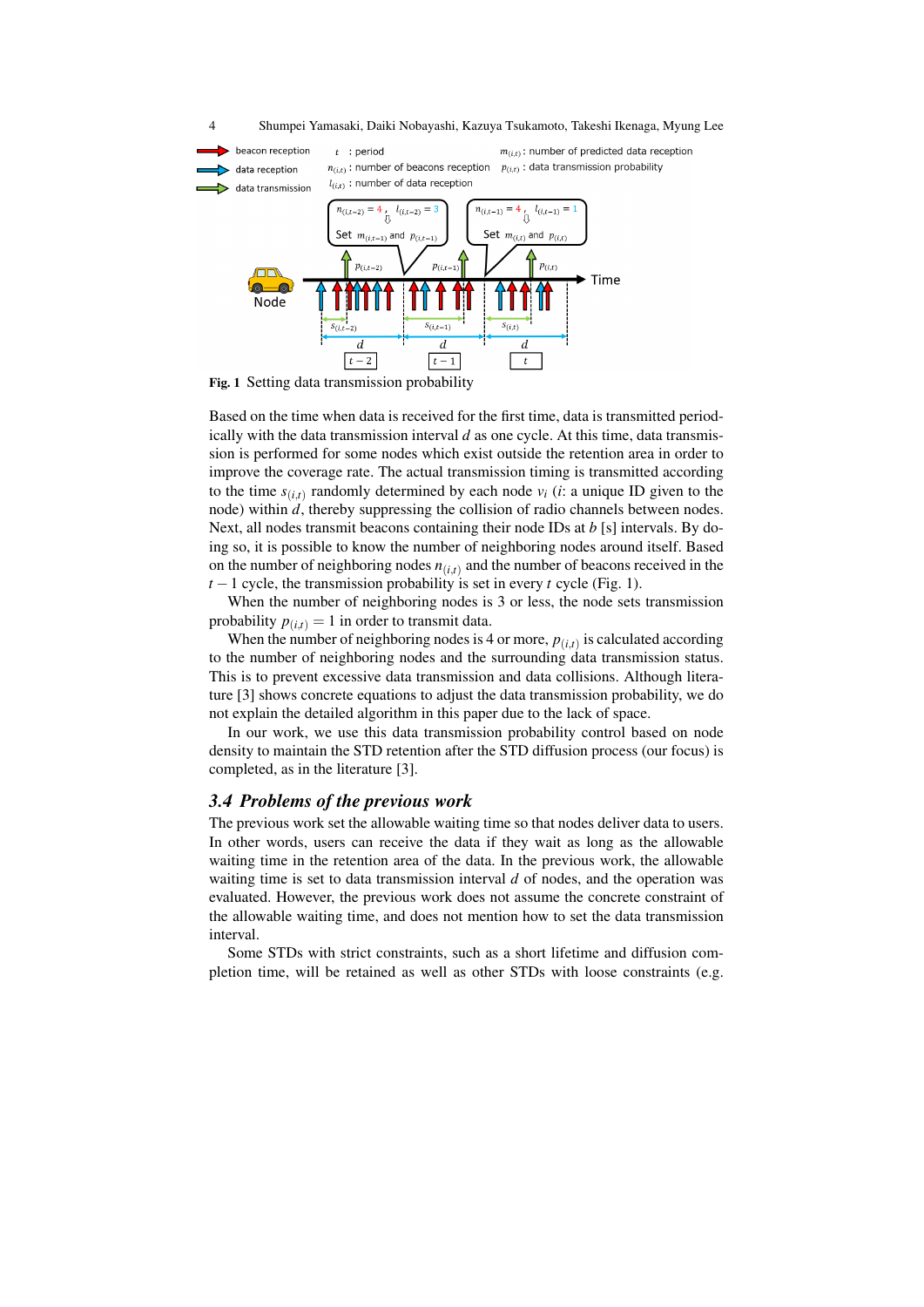**Fig. 1** Setting data transmission probability

Based on the time when data is received for the first time, data is transmitted periodically with the data transmission interval $d$ as one cycle. At this time, data transmission is performed for some nodes which exist outside the retention area in order to improve the coverage rate. The actual transmission timing is transmitted according to the time $s_{(i,t)}$ randomly determined by each node $v_i$ ($i$: a unique ID given to the node) within $d$, thereby suppressing the collision of radio channels between nodes. Next, all nodes transmit beacons containing their node IDs at $b$ [s] intervals. By doing so, it is possible to know the number of neighboring nodes around itself. Based on the number of neighboring nodes $n_{(i,t)}$ and the number of beacons received in the $t-1$ cycle, the transmission probability is set in every $t$ cycle (Fig. 1).

When the number of neighboring nodes is 3 or less, the node sets transmission probability $p_{(i,t)} = 1$ in order to transmit data.

When the number of neighboring nodes is 4 or more, $p_{(i,t)}$ is calculated according to the number of neighboring nodes and the surrounding data transmission status. This is to prevent excessive data transmission and data collisions. Although literature [3] shows concrete equations to adjust the data transmission probability, we do not explain the detailed algorithm in this paper due to the lack of space.

In our work, we use this data transmission probability control based on node density to maintain the STD retention after the STD diffusion process (our focus) is completed, as in the literature [3].

### 3.4 Problems of the previous work

The previous work set the allowable waiting time so that nodes deliver data to users. In other words, users can receive the data if they wait as long as the allowable waiting time in the retention area of the data. In the previous work, the allowable waiting time is set to data transmission interval $d$ of nodes, and the operation was evaluated. However, the previous work does not assume the concrete constraint of the allowable waiting time, and does not mention how to set the data transmission interval.

Some STDs with strict constraints, such as a short lifetime and diffusion completion time, will be retained as well as other STDs with loose constraints (e.g.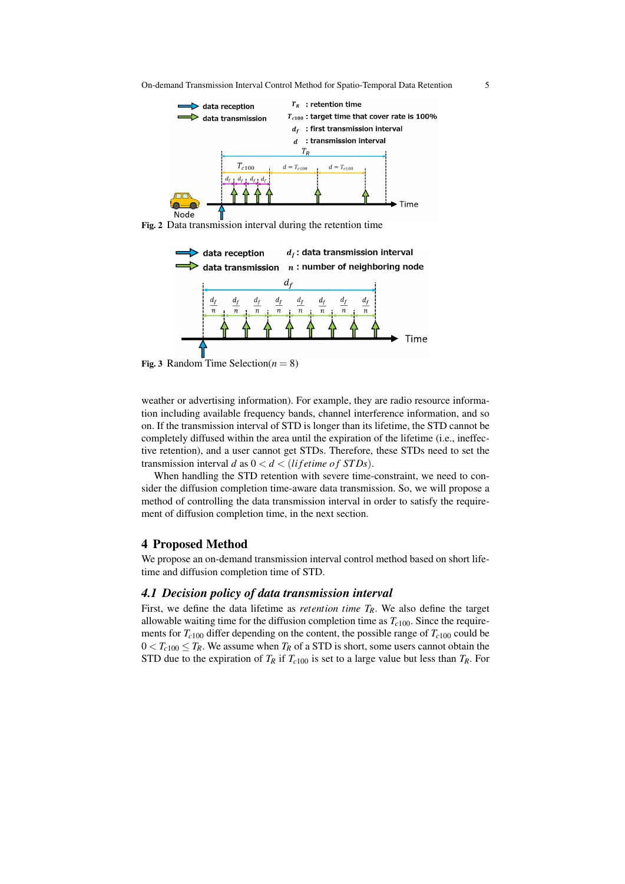Fig. 2 Data transmission interval during the retention time

Fig. 3 Random Time Selection($n = 8$)

weather or advertising information). For example, they are radio resource information including available frequency bands, channel interference information, and so on. If the transmission interval of STD is longer than its lifetime, the STD cannot be completely diffused within the area until the expiration of the lifetime (i.e., ineffective retention), and a user cannot get STDs. Therefore, these STDs need to set the transmission interval $d$ as $0 < d < (lifetime\ of\ STDs)$.

When handling the STD retention with severe time-constraint, we need to consider the diffusion completion time-aware data transmission. So, we will propose a method of controlling the data transmission interval in order to satisfy the requirement of diffusion completion time, in the next section.

## 4 Proposed Method

We propose an on-demand transmission interval control method based on short lifetime and diffusion completion time of STD.

### 4.1 Decision policy of data transmission interval

First, we define the data lifetime as *retention time* $T_R$. We also define the target allowable waiting time for the diffusion completion time as $T_{c100}$. Since the requirements for $T_{c100}$ differ depending on the content, the possible range of $T_{c100}$ could be $0 < T_{c100} \leq T_R$. We assume when $T_R$ of a STD is short, some users cannot obtain the STD due to the expiration of $T_R$ if $T_{c100}$ is set to a large value but less than $T_R$. For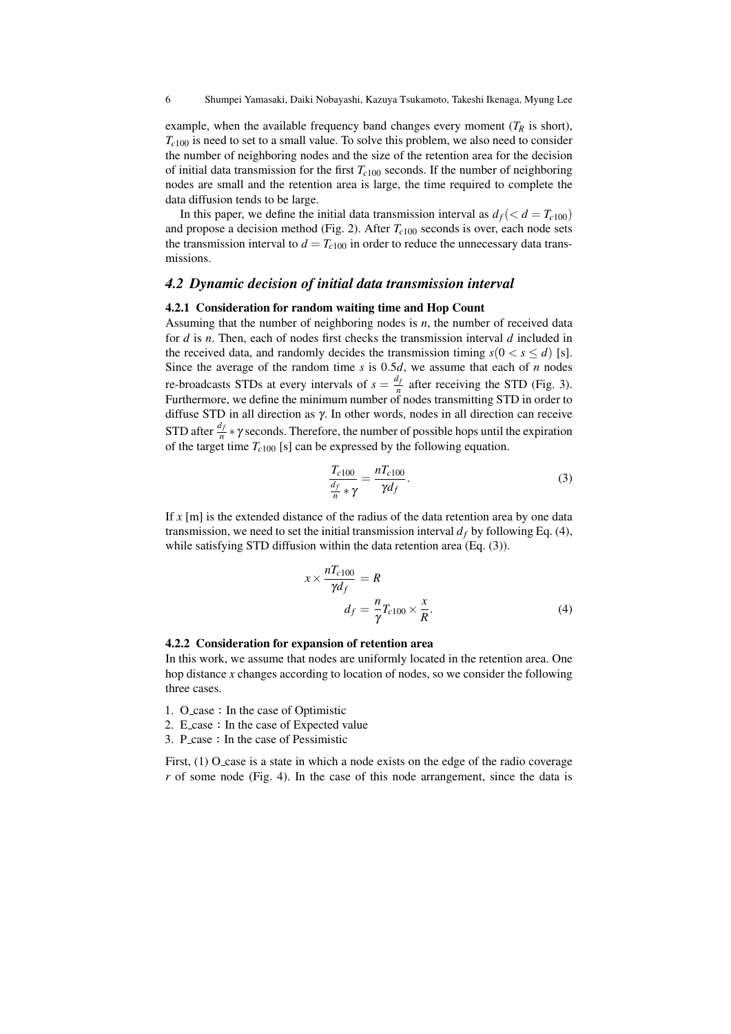example, when the available frequency band changes every moment ($T_R$ is short), $T_{c100}$ is need to set to a small value. To solve this problem, we also need to consider the number of neighboring nodes and the size of the retention area for the decision of initial data transmission for the first $T_{c100}$ seconds. If the number of neighboring nodes are small and the retention area is large, the time required to complete the data diffusion tends to be large.

In this paper, we define the initial data transmission interval as $d_f (< d = T_{c100})$ and propose a decision method (Fig. 2). After $T_{c100}$ seconds is over, each node sets the transmission interval to $d = T_{c100}$ in order to reduce the unnecessary data transmissions.

## 4.2 Dynamic decision of initial data transmission interval

### 4.2.1 Consideration for random waiting time and Hop Count

Assuming that the number of neighboring nodes is $n$, the number of received data for $d$ is $n$. Then, each of nodes first checks the transmission interval $d$ included in the received data, and randomly decides the transmission timing $s(0 < s \leq d)$ [s]. Since the average of the random time $s$ is $0.5d$, we assume that each of $n$ nodes re-broadcasts STDs at every intervals of $s = \frac{d_f}{n}$ after receiving the STD (Fig. 3). Furthermore, we define the minimum number of nodes transmitting STD in order to diffuse STD in all direction as $\gamma$. In other words, nodes in all direction can receive STD after $\frac{d_f}{n} * \gamma$ seconds. Therefore, the number of possible hops until the expiration of the target time $T_{c100}$ [s] can be expressed by the following equation.

$$\frac{T_{c100}}{\frac{d_f}{n} * \gamma} = \frac{nT_{c100}}{\gamma d_f}. \tag{3}$$

If $x$ [m] is the extended distance of the radius of the data retention area by one data transmission, we need to set the initial transmission interval $d_f$ by following Eq. (4), while satisfying STD diffusion within the data retention area (Eq. (3)).

$$\begin{aligned} x \times \frac{nT_{c100}}{\gamma d_f} &= R \\ d_f &= \frac{n}{\gamma} T_{c100} \times \frac{x}{R}. \end{aligned} \tag{4}$$

### 4.2.2 Consideration for expansion of retention area

In this work, we assume that nodes are uniformly located in the retention area. One hop distance $x$ changes according to location of nodes, so we consider the following three cases.

1. O_case：In the case of Optimistic
2. E_case：In the case of Expected value
3. P_case：In the case of Pessimistic

First, (1) O_case is a state in which a node exists on the edge of the radio coverage $r$ of some node (Fig. 4). In the case of this node arrangement, since the data is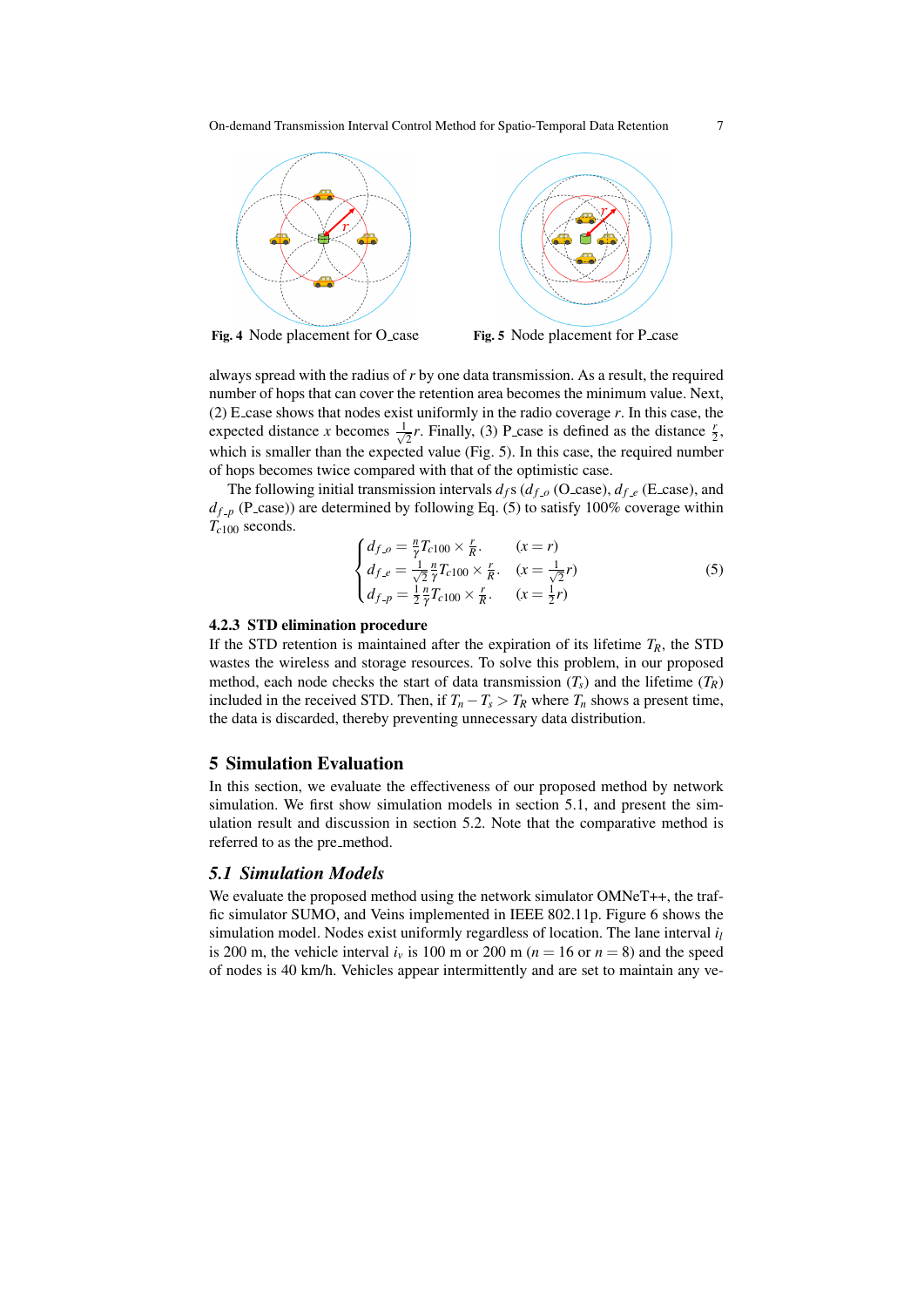**Fig. 4** Node placement for O_case

**Fig. 5** Node placement for P_case

always spread with the radius of $r$ by one data transmission. As a result, the required number of hops that can cover the retention area becomes the minimum value. Next, (2) E_case shows that nodes exist uniformly in the radio coverage $r$. In this case, the expected distance $x$ becomes $\frac{1}{\sqrt{2}}r$. Finally, (3) P_case is defined as the distance $\frac{r}{2}$, which is smaller than the expected value (Fig. 5). In this case, the required number of hops becomes twice compared with that of the optimistic case.

The following initial transmission intervals $d_f$s ($d_{f\_o}$ (O_case), $d_{f\_e}$ (E_case), and $d_{f\_p}$ (P_case)) are determined by following Eq. (5) to satisfy 100% coverage within $T_{c100}$ seconds.

$$\begin{cases} d_{f\_o} = \frac{n}{\gamma} T_{c100} \times \frac{r}{R}. & (x = r) \\ d_{f\_e} = \frac{1}{\sqrt{2}} \frac{n}{\gamma} T_{c100} \times \frac{r}{R}. & (x = \frac{1}{\sqrt{2}} r) \\ d_{f\_p} = \frac{1}{2} \frac{n}{\gamma} T_{c100} \times \frac{r}{R}. & (x = \frac{1}{2} r) \end{cases} \tag{5}$$

#### 4.2.3 STD elimination procedure

If the STD retention is maintained after the expiration of its lifetime $T_R$, the STD wastes the wireless and storage resources. To solve this problem, in our proposed method, each node checks the start of data transmission ($T_s$) and the lifetime ($T_R$) included in the received STD. Then, if $T_n - T_s > T_R$ where $T_n$ shows a present time, the data is discarded, thereby preventing unnecessary data distribution.

## 5 Simulation Evaluation

In this section, we evaluate the effectiveness of our proposed method by network simulation. We first show simulation models in section 5.1, and present the simulation result and discussion in section 5.2. Note that the comparative method is referred to as the pre_method.

### *5.1 Simulation Models*

We evaluate the proposed method using the network simulator OMNeT++, the traffic simulator SUMO, and Veins implemented in IEEE 802.11p. Figure 6 shows the simulation model. Nodes exist uniformly regardless of location. The lane interval $i_l$ is 200 m, the vehicle interval $i_v$ is 100 m or 200 m ($n = 16$ or $n = 8$) and the speed of nodes is 40 km/h. Vehicles appear intermittently and are set to maintain any ve-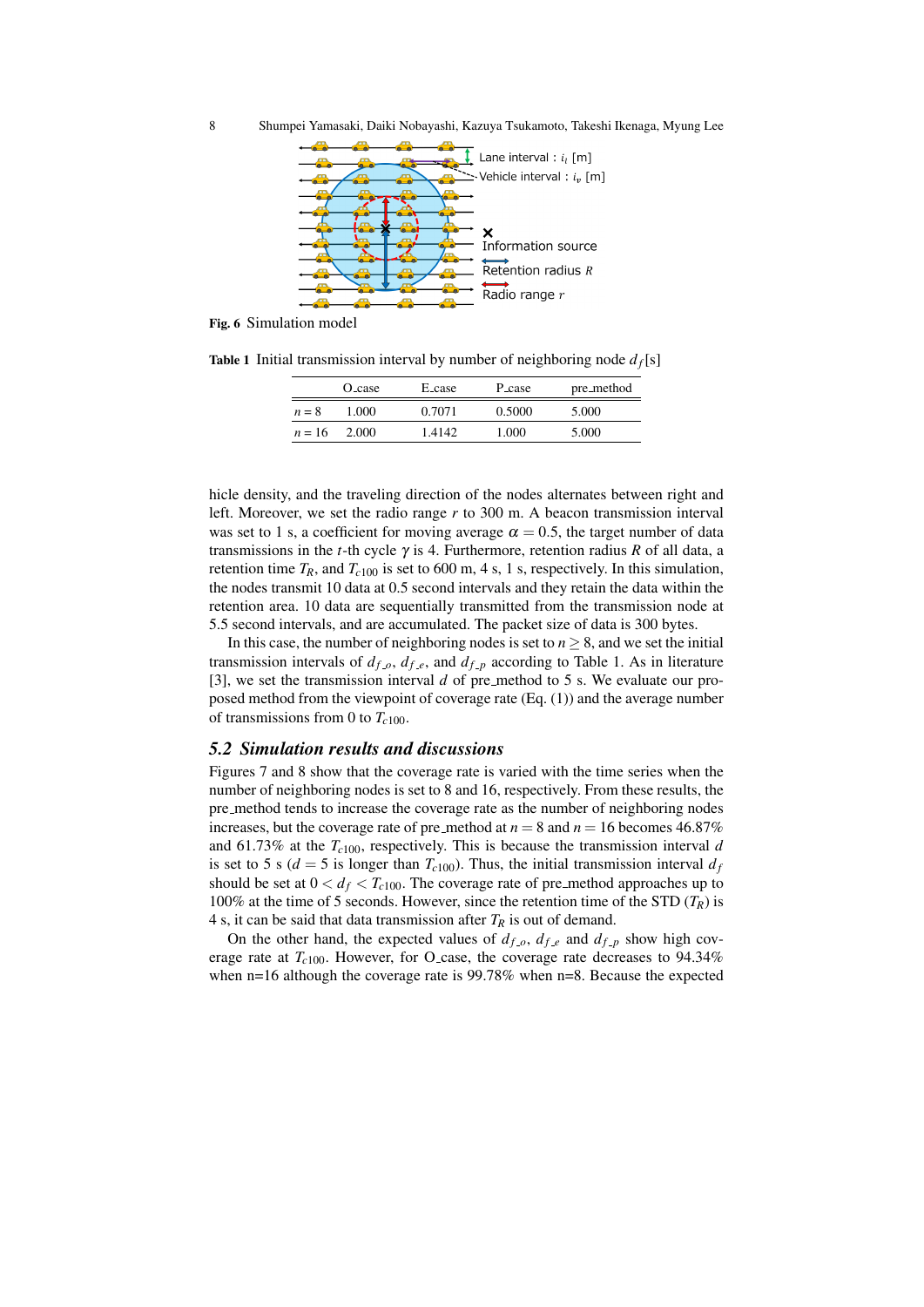Lane interval : $i_l$ [m]

Vehicle interval : $i_v$ [m]

Information source

Retention radius $R$

Radio range $r$

**Fig. 6** Simulation model

**Table 1** Initial transmission interval by number of neighboring node $d_f$[s]

| | O_case | E_case | P_case | pre_method |
|---|---|---|---|---|
| $n = 8$ | 1.000 | 0.7071 | 0.5000 | 5.000 |
| $n = 16$ | 2.000 | 1.4142 | 1.000 | 5.000 |

hicle density, and the traveling direction of the nodes alternates between right and left. Moreover, we set the radio range $r$ to 300 m. A beacon transmission interval was set to 1 s, a coefficient for moving average $\alpha = 0.5$, the target number of data transmissions in the $t$-th cycle $\gamma$ is 4. Furthermore, retention radius $R$ of all data, a retention time $T_R$, and $T_{c100}$ is set to 600 m, 4 s, 1 s, respectively. In this simulation, the nodes transmit 10 data at 0.5 second intervals and they retain the data within the retention area. 10 data are sequentially transmitted from the transmission node at 5.5 second intervals, and are accumulated. The packet size of data is 300 bytes.

In this case, the number of neighboring nodes is set to $n \geq 8$, and we set the initial transmission intervals of $d_{f\_o}$, $d_{f\_e}$, and $d_{f\_p}$ according to Table 1. As in literature [3], we set the transmission interval $d$ of pre_method to 5 s. We evaluate our proposed method from the viewpoint of coverage rate (Eq. (1)) and the average number of transmissions from 0 to $T_{c100}$.

### *5.2 Simulation results and discussions*

Figures 7 and 8 show that the coverage rate is varied with the time series when the number of neighboring nodes is set to 8 and 16, respectively. From these results, the pre_method tends to increase the coverage rate as the number of neighboring nodes increases, but the coverage rate of pre_method at $n = 8$ and $n = 16$ becomes 46.87% and 61.73% at the $T_{c100}$, respectively. This is because the transmission interval $d$ is set to 5 s ($d = 5$ is longer than $T_{c100}$). Thus, the initial transmission interval $d_f$ should be set at $0 < d_f < T_{c100}$. The coverage rate of pre_method approaches up to 100% at the time of 5 seconds. However, since the retention time of the STD ($T_R$) is 4 s, it can be said that data transmission after $T_R$ is out of demand.

On the other hand, the expected values of $d_{f\_o}$, $d_{f\_e}$ and $d_{f\_p}$ show high coverage rate at $T_{c100}$. However, for O_case, the coverage rate decreases to 94.34% when n=16 although the coverage rate is 99.78% when n=8. Because the expected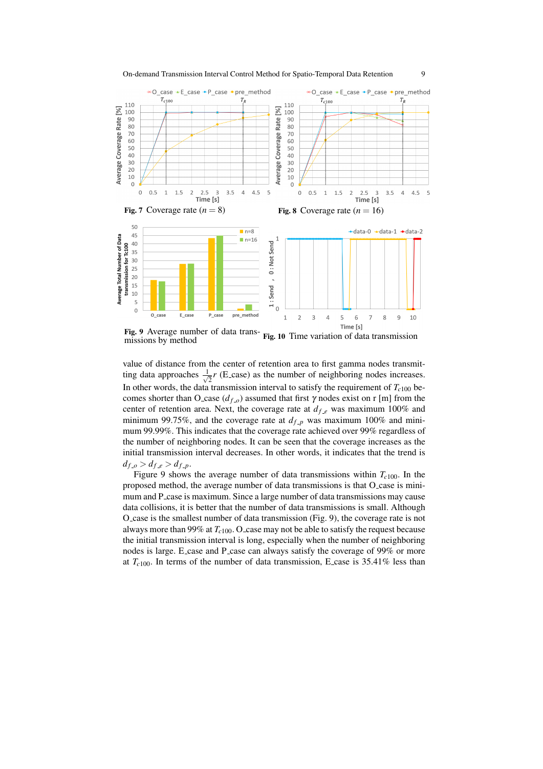Fig. 7 Coverage rate ($n = 8$)

Fig. 8 Coverage rate ($n = 16$)

Fig. 9 Average number of data transmissions by method

Fig. 10 Time variation of data transmission

value of distance from the center of retention area to first gamma nodes transmitting data approaches $\frac{1}{\sqrt{2}}r$ (E_case) as the number of neighboring nodes increases. In other words, the data transmission interval to satisfy the requirement of $T_{c100}$ becomes shorter than O_case ($d_{f\_o}$) assumed that first $\gamma$ nodes exist on r [m] from the center of retention area. Next, the coverage rate at $d_{f\_e}$ was maximum 100% and minimum 99.75%, and the coverage rate at $d_{f\_p}$ was maximum 100% and minimum 99.99%. This indicates that the coverage rate achieved over 99% regardless of the number of neighboring nodes. It can be seen that the coverage increases as the initial transmission interval decreases. In other words, it indicates that the trend is $d_{f\_o} > d_{f\_e} > d_{f\_p}$.

Figure 9 shows the average number of data transmissions within $T_{c100}$. In the proposed method, the average number of data transmissions is that O_case is minimum and P_case is maximum. Since a large number of data transmissions may cause data collisions, it is better that the number of data transmissions is small. Although O_case is the smallest number of data transmission (Fig. 9), the coverage rate is not always more than 99% at $T_{c100}$. O_case may not be able to satisfy the request because the initial transmission interval is long, especially when the number of neighboring nodes is large. E_case and P_case can always satisfy the coverage of 99% or more at $T_{c100}$. In terms of the number of data transmission, E_case is 35.41% less than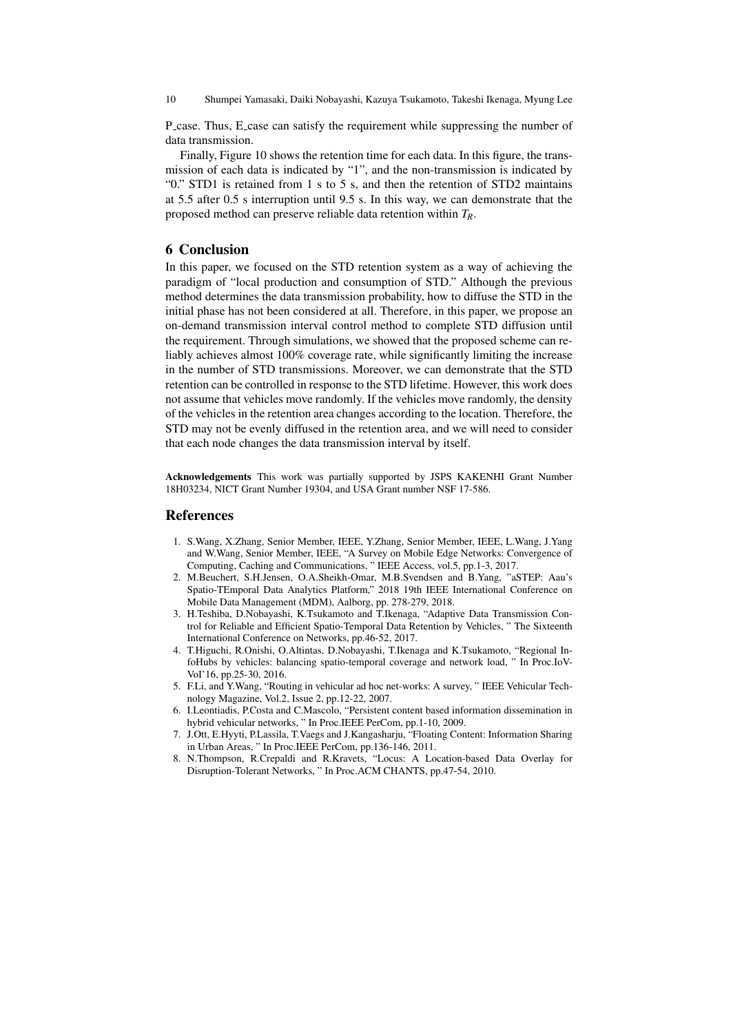P_case. Thus, E_case can satisfy the requirement while suppressing the number of data transmission.

Finally, Figure 10 shows the retention time for each data. In this figure, the transmission of each data is indicated by "1", and the non-transmission is indicated by "0." STD1 is retained from 1 s to 5 s, and then the retention of STD2 maintains at 5.5 after 0.5 s interruption until 9.5 s. In this way, we can demonstrate that the proposed method can preserve reliable data retention within $T_R$.

## 6 Conclusion

In this paper, we focused on the STD retention system as a way of achieving the paradigm of "local production and consumption of STD." Although the previous method determines the data transmission probability, how to diffuse the STD in the initial phase has not been considered at all. Therefore, in this paper, we propose an on-demand transmission interval control method to complete STD diffusion until the requirement. Through simulations, we showed that the proposed scheme can reliably achieves almost 100% coverage rate, while significantly limiting the increase in the number of STD transmissions. Moreover, we can demonstrate that the STD retention can be controlled in response to the STD lifetime. However, this work does not assume that vehicles move randomly. If the vehicles move randomly, the density of the vehicles in the retention area changes according to the location. Therefore, the STD may not be evenly diffused in the retention area, and we will need to consider that each node changes the data transmission interval by itself.

**Acknowledgements** This work was partially supported by JSPS KAKENHI Grant Number 18H03234, NICT Grant Number 19304, and USA Grant number NSF 17-586.

## References

1. S.Wang, X.Zhang, Senior Member, IEEE, Y.Zhang, Senior Member, IEEE, L.Wang, J.Yang and W.Wang, Senior Member, IEEE, "A Survey on Mobile Edge Networks: Convergence of Computing, Caching and Communications, " IEEE Access, vol.5, pp.1-3, 2017.
2. M.Beuchert, S.H.Jensen, O.A.Sheikh-Omar, M.B.Svendsen and B.Yang, "aSTEP: Aau's Spatio-TEmporal Data Analytics Platform," 2018 19th IEEE International Conference on Mobile Data Management (MDM), Aalborg, pp. 278-279, 2018.
3. H.Teshiba, D.Nobayashi, K.Tsukamoto and T.Ikenaga, "Adaptive Data Transmission Control for Reliable and Efficient Spatio-Temporal Data Retention by Vehicles, " The Sixteenth International Conference on Networks, pp.46-52, 2017.
4. T.Higuchi, R.Onishi, O.Altintas, D.Nobayashi, T.Ikenaga and K.Tsukamoto, "Regional InfoHubs by vehicles: balancing spatio-temporal coverage and network load, " In Proc.IoV-VoI'16, pp.25-30, 2016.
5. F.Li, and Y.Wang, "Routing in vehicular ad hoc net-works: A survey, " IEEE Vehicular Technology Magazine, Vol.2, Issue 2, pp.12-22, 2007.
6. I.Leontiadis, P.Costa and C.Mascolo, "Persistent content based information dissemination in hybrid vehicular networks, " In Proc.IEEE PerCom, pp.1-10, 2009.
7. J.Ott, E.Hyyti, P.Lassila, T.Vaegs and J.Kangasharju, "Floating Content: Information Sharing in Urban Areas, " In Proc.IEEE PerCom, pp.136-146, 2011.
8. N.Thompson, R.Crepaldi and R.Kravets, "Locus: A Location-based Data Overlay for Disruption-Tolerant Networks, " In Proc.ACM CHANTS, pp.47-54, 2010.